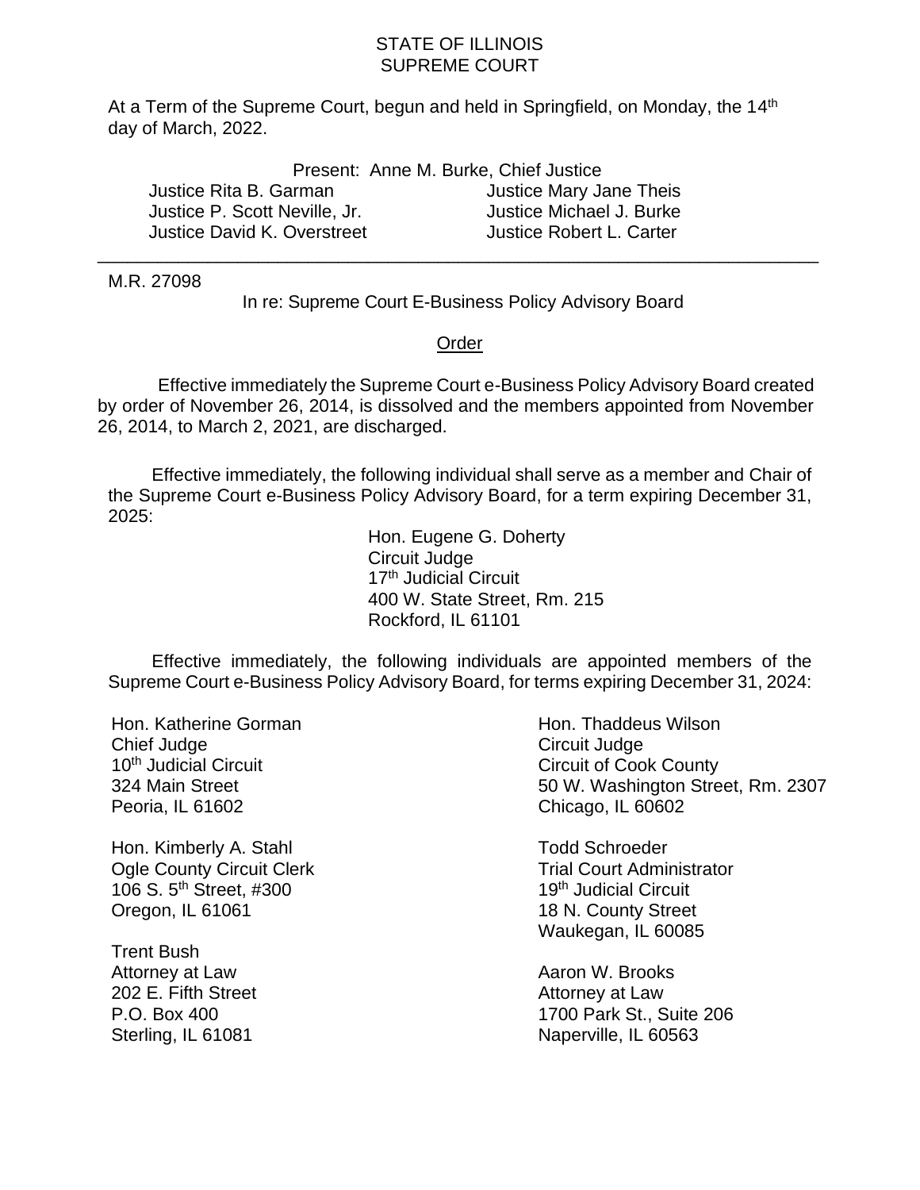STATE OF ILLINOIS
SUPREME COURT

At a Term of the Supreme Court, begun and held in Springfield, on Monday, the 14th day of March, 2022.

Present: Anne M. Burke, Chief Justice

Justice Rita B. Garman
Justice P. Scott Neville, Jr.
Justice David K. Overstreet
Justice Mary Jane Theis
Justice Michael J. Burke
Justice Robert L. Carter

---

M.R. 27098

In re: Supreme Court E-Business Policy Advisory Board

Order

Effective immediately the Supreme Court e-Business Policy Advisory Board created by order of November 26, 2014, is dissolved and the members appointed from November 26, 2014, to March 2, 2021, are discharged.

Effective immediately, the following individual shall serve as a member and Chair of the Supreme Court e-Business Policy Advisory Board, for a term expiring December 31, 2025:

Hon. Eugene G. Doherty
Circuit Judge
17th Judicial Circuit
400 W. State Street, Rm. 215
Rockford, IL 61101

Effective immediately, the following individuals are appointed members of the Supreme Court e-Business Policy Advisory Board, for terms expiring December 31, 2024:

Hon. Katherine Gorman
Chief Judge
10th Judicial Circuit
324 Main Street
Peoria, IL 61602

Hon. Thaddeus Wilson
Circuit Judge
Circuit of Cook County
50 W. Washington Street, Rm. 2307
Chicago, IL 60602

Hon. Kimberly A. Stahl
Ogle County Circuit Clerk
106 S. 5th Street, #300
Oregon, IL 61061

Todd Schroeder
Trial Court Administrator
19th Judicial Circuit
18 N. County Street
Waukegan, IL 60085

Trent Bush
Attorney at Law
202 E. Fifth Street
P.O. Box 400
Sterling, IL 61081

Aaron W. Brooks
Attorney at Law
1700 Park St., Suite 206
Naperville, IL 60563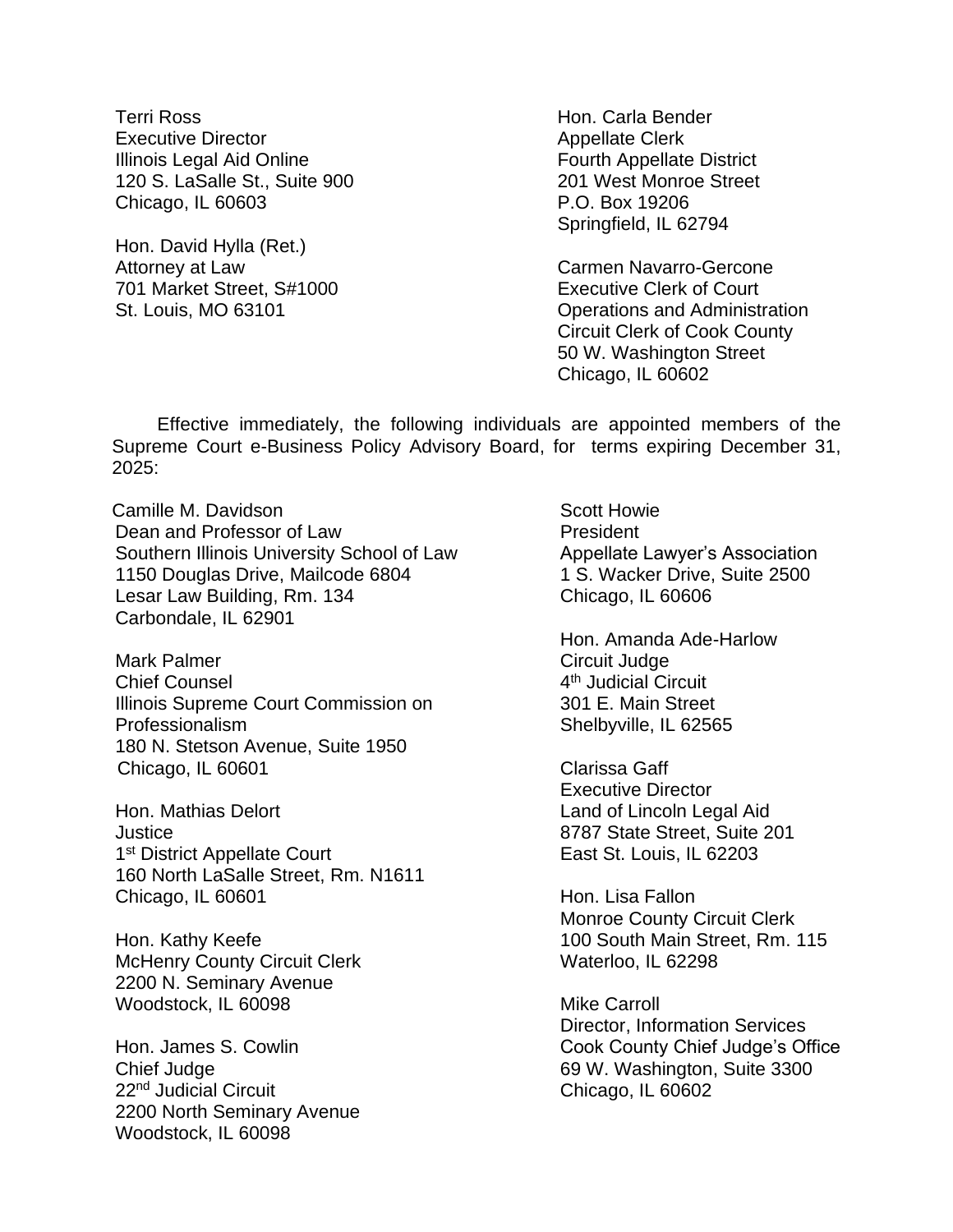Terri Ross
Executive Director
Illinois Legal Aid Online
120 S. LaSalle St., Suite 900
Chicago, IL 60603

Hon. David Hylla (Ret.)
Attorney at Law
701 Market Street, S#1000
St. Louis, MO 63101

Hon. Carla Bender
Appellate Clerk
Fourth Appellate District
201 West Monroe Street
P.O. Box 19206
Springfield, IL 62794

Carmen Navarro-Gercone
Executive Clerk of Court
Operations and Administration
Circuit Clerk of Cook County
50 W. Washington Street
Chicago, IL 60602

Effective immediately, the following individuals are appointed members of the Supreme Court e-Business Policy Advisory Board, for terms expiring December 31, 2025:

Camille M. Davidson
Dean and Professor of Law
Southern Illinois University School of Law
1150 Douglas Drive, Mailcode 6804
Lesar Law Building, Rm. 134
Carbondale, IL 62901

Mark Palmer
Chief Counsel
Illinois Supreme Court Commission on Professionalism
180 N. Stetson Avenue, Suite 1950
Chicago, IL 60601

Hon. Mathias Delort
Justice
1st District Appellate Court
160 North LaSalle Street, Rm. N1611
Chicago, IL 60601

Hon. Kathy Keefe
McHenry County Circuit Clerk
2200 N. Seminary Avenue
Woodstock, IL 60098

Hon. James S. Cowlin
Chief Judge
22nd Judicial Circuit
2200 North Seminary Avenue
Woodstock, IL 60098

Scott Howie
President
Appellate Lawyer's Association
1 S. Wacker Drive, Suite 2500
Chicago, IL 60606

Hon. Amanda Ade-Harlow
Circuit Judge
4th Judicial Circuit
301 E. Main Street
Shelbyville, IL 62565

Clarissa Gaff
Executive Director
Land of Lincoln Legal Aid
8787 State Street, Suite 201
East St. Louis, IL 62203

Hon. Lisa Fallon
Monroe County Circuit Clerk
100 South Main Street, Rm. 115
Waterloo, IL 62298

Mike Carroll
Director, Information Services
Cook County Chief Judge's Office
69 W. Washington, Suite 3300
Chicago, IL 60602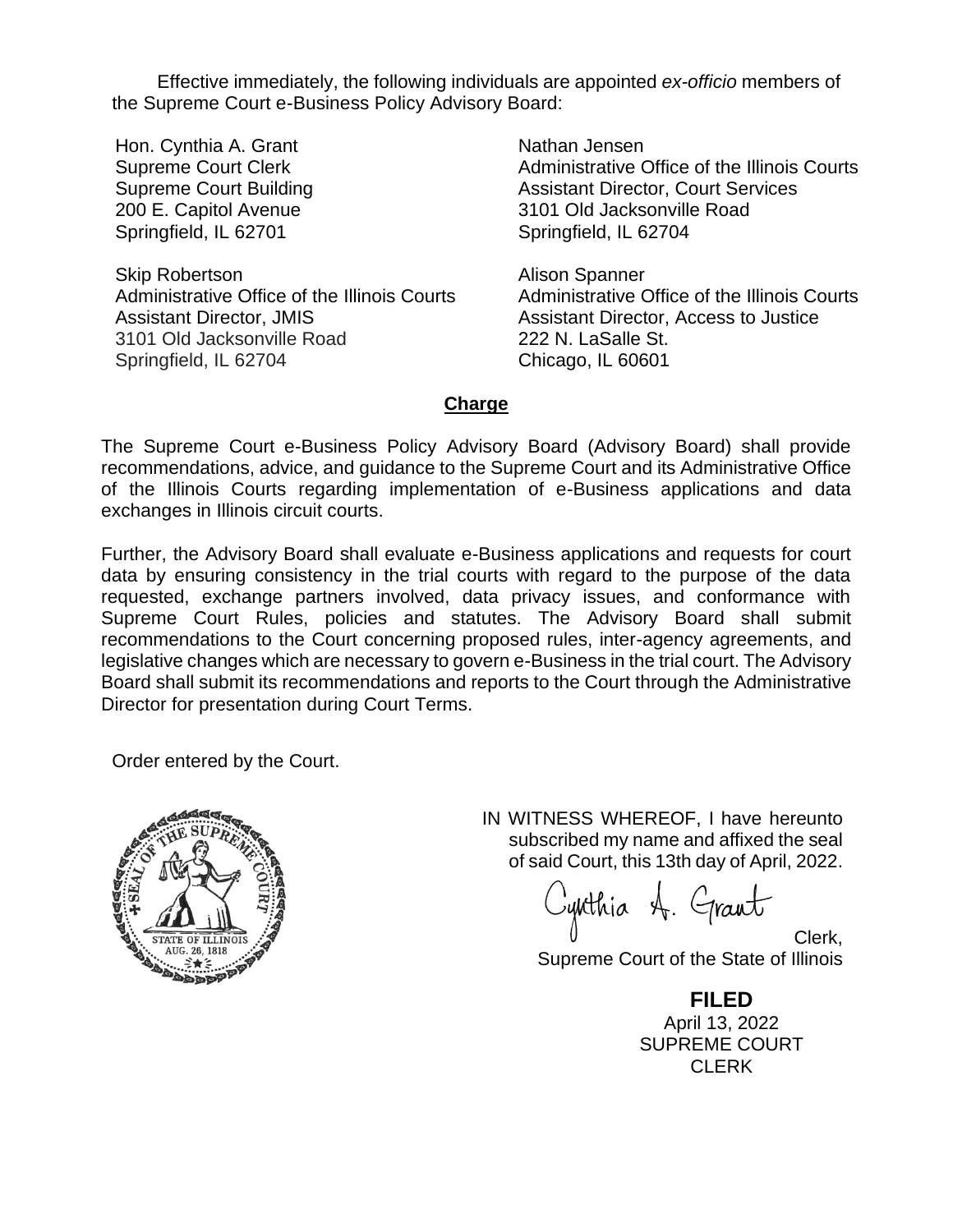Effective immediately, the following individuals are appointed *ex-officio* members of the Supreme Court e-Business Policy Advisory Board:

Hon. Cynthia A. Grant
Supreme Court Clerk
Supreme Court Building
200 E. Capitol Avenue
Springfield, IL 62701

Nathan Jensen
Administrative Office of the Illinois Courts
Assistant Director, Court Services
3101 Old Jacksonville Road
Springfield, IL 62704

Skip Robertson
Administrative Office of the Illinois Courts
Assistant Director, JMIS
3101 Old Jacksonville Road
Springfield, IL 62704

Alison Spanner
Administrative Office of the Illinois Courts
Assistant Director, Access to Justice
222 N. LaSalle St.
Chicago, IL 60601

**Charge**

The Supreme Court e-Business Policy Advisory Board (Advisory Board) shall provide recommendations, advice, and guidance to the Supreme Court and its Administrative Office of the Illinois Courts regarding implementation of e-Business applications and data exchanges in Illinois circuit courts.

Further, the Advisory Board shall evaluate e-Business applications and requests for court data by ensuring consistency in the trial courts with regard to the purpose of the data requested, exchange partners involved, data privacy issues, and conformance with Supreme Court Rules, policies and statutes. The Advisory Board shall submit recommendations to the Court concerning proposed rules, inter-agency agreements, and legislative changes which are necessary to govern e-Business in the trial court. The Advisory Board shall submit its recommendations and reports to the Court through the Administrative Director for presentation during Court Terms.

Order entered by the Court.

IN WITNESS WHEREOF, I have hereunto subscribed my name and affixed the seal of said Court, this 13th day of April, 2022.

Cynthia A. Grant

Clerk,
Supreme Court of the State of Illinois

**FILED**
April 13, 2022
SUPREME COURT
CLERK